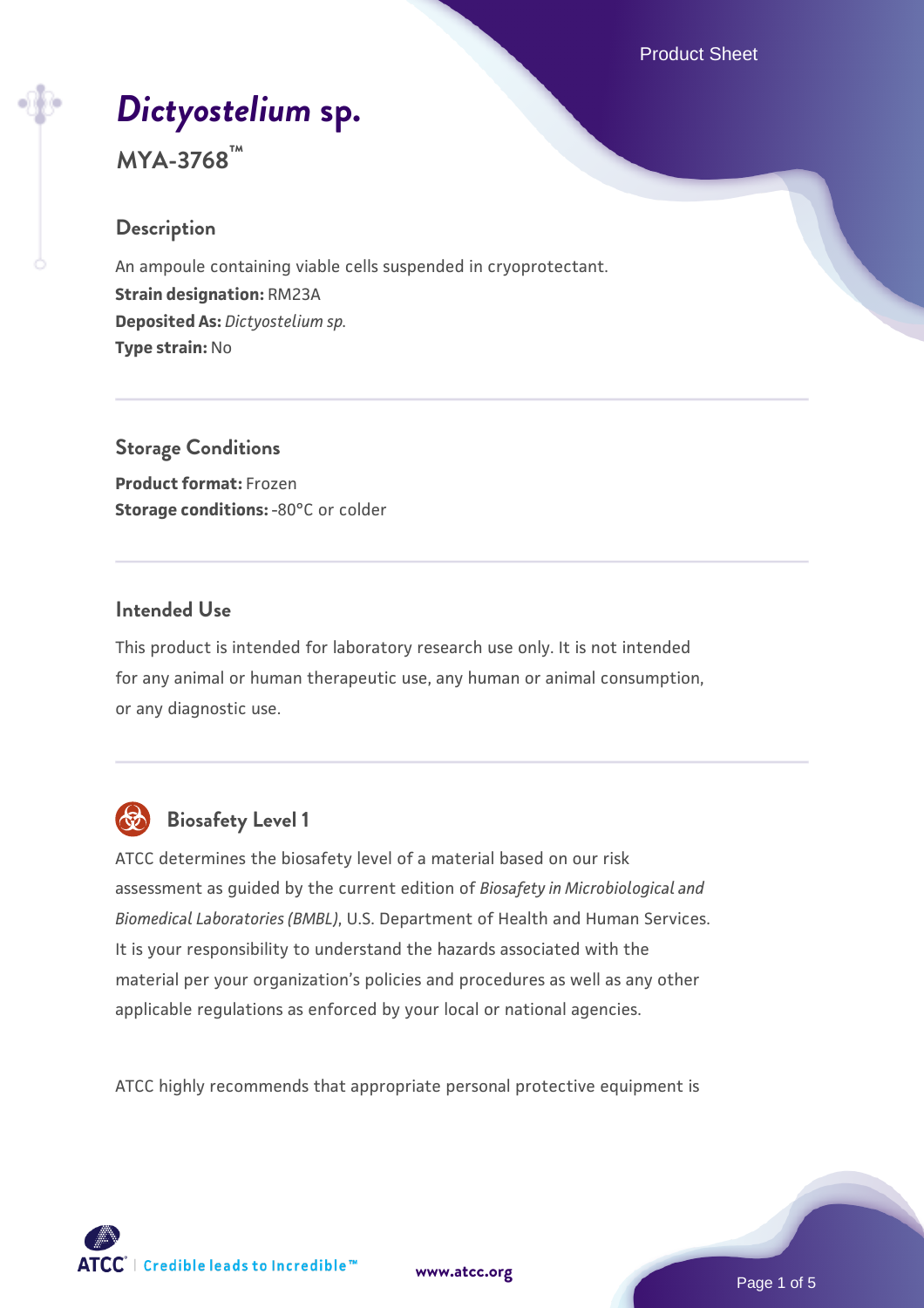# *Dictyostelium* sp.

**MYA-3768™**

## Description

An ampoule containing viable cells suspended in cryoprotectant.

**Strain designation:** RM23A

**Deposited As:** *Dictyostelium sp.*

**Type strain:** No

## Storage Conditions

**Product format:** Frozen

**Storage conditions:** -80°C or colder

## Intended Use

This product is intended for laboratory research use only. It is not intended for any animal or human therapeutic use, any human or animal consumption, or any diagnostic use.

## Biosafety Level 1

ATCC determines the biosafety level of a material based on our risk assessment as guided by the current edition of *Biosafety in Microbiological and Biomedical Laboratories (BMBL)*, U.S. Department of Health and Human Services. It is your responsibility to understand the hazards associated with the material per your organization's policies and procedures as well as any other applicable regulations as enforced by your local or national agencies.

ATCC highly recommends that appropriate personal protective equipment is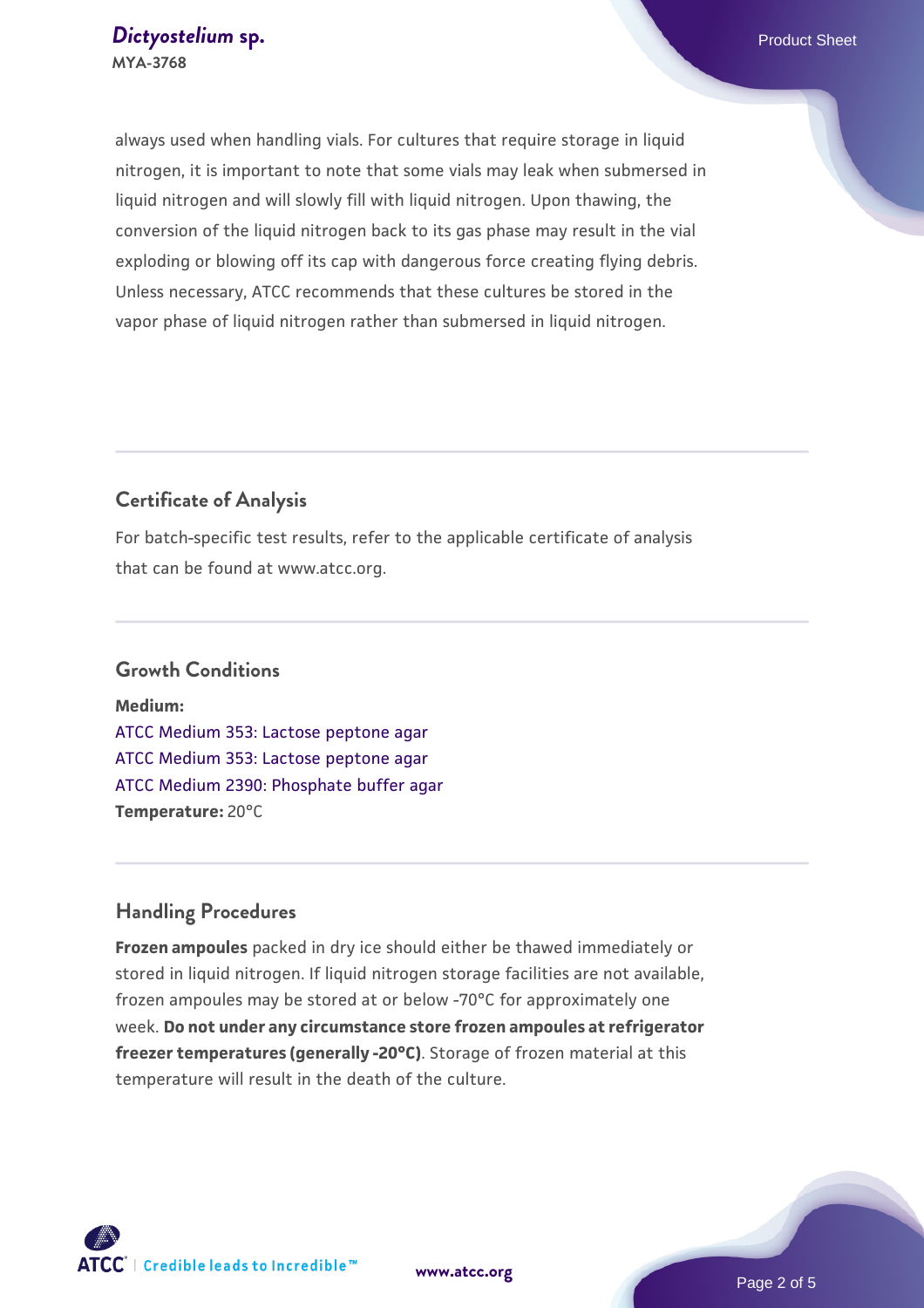always used when handling vials. For cultures that require storage in liquid nitrogen, it is important to note that some vials may leak when submersed in liquid nitrogen and will slowly fill with liquid nitrogen. Upon thawing, the conversion of the liquid nitrogen back to its gas phase may result in the vial exploding or blowing off its cap with dangerous force creating flying debris. Unless necessary, ATCC recommends that these cultures be stored in the vapor phase of liquid nitrogen rather than submersed in liquid nitrogen.

## Certificate of Analysis

For batch-specific test results, refer to the applicable certificate of analysis that can be found at www.atcc.org.

## Growth Conditions

**Medium:**
ATCC Medium 353: Lactose peptone agar
ATCC Medium 353: Lactose peptone agar
ATCC Medium 2390: Phosphate buffer agar
**Temperature:** 20°C

## Handling Procedures

**Frozen ampoules** packed in dry ice should either be thawed immediately or stored in liquid nitrogen. If liquid nitrogen storage facilities are not available, frozen ampoules may be stored at or below -70°C for approximately one week. **Do not under any circumstance store frozen ampoules at refrigerator freezer temperatures (generally -20°C)**. Storage of frozen material at this temperature will result in the death of the culture.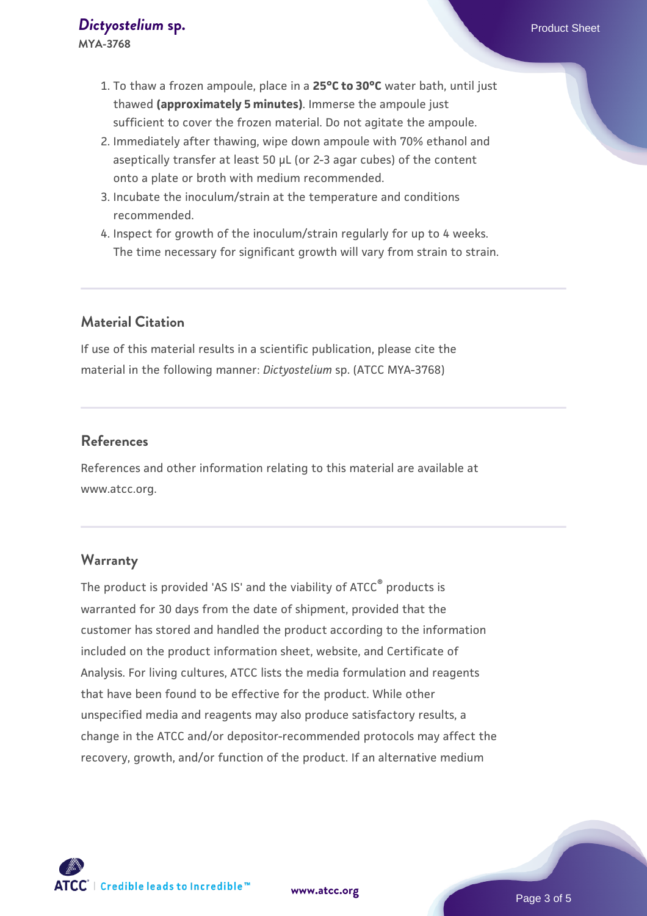1. To thaw a frozen ampoule, place in a **25°C to 30°C** water bath, until just thawed **(approximately 5 minutes)**. Immerse the ampoule just sufficient to cover the frozen material. Do not agitate the ampoule.
2. Immediately after thawing, wipe down ampoule with 70% ethanol and aseptically transfer at least 50 µL (or 2-3 agar cubes) of the content onto a plate or broth with medium recommended.
3. Incubate the inoculum/strain at the temperature and conditions recommended.
4. Inspect for growth of the inoculum/strain regularly for up to 4 weeks. The time necessary for significant growth will vary from strain to strain.

## Material Citation

If use of this material results in a scientific publication, please cite the material in the following manner: *Dictyostelium* sp. (ATCC MYA-3768)

## References

References and other information relating to this material are available at www.atcc.org.

## Warranty

The product is provided 'AS IS' and the viability of ATCC® products is warranted for 30 days from the date of shipment, provided that the customer has stored and handled the product according to the information included on the product information sheet, website, and Certificate of Analysis. For living cultures, ATCC lists the media formulation and reagents that have been found to be effective for the product. While other unspecified media and reagents may also produce satisfactory results, a change in the ATCC and/or depositor-recommended protocols may affect the recovery, growth, and/or function of the product. If an alternative medium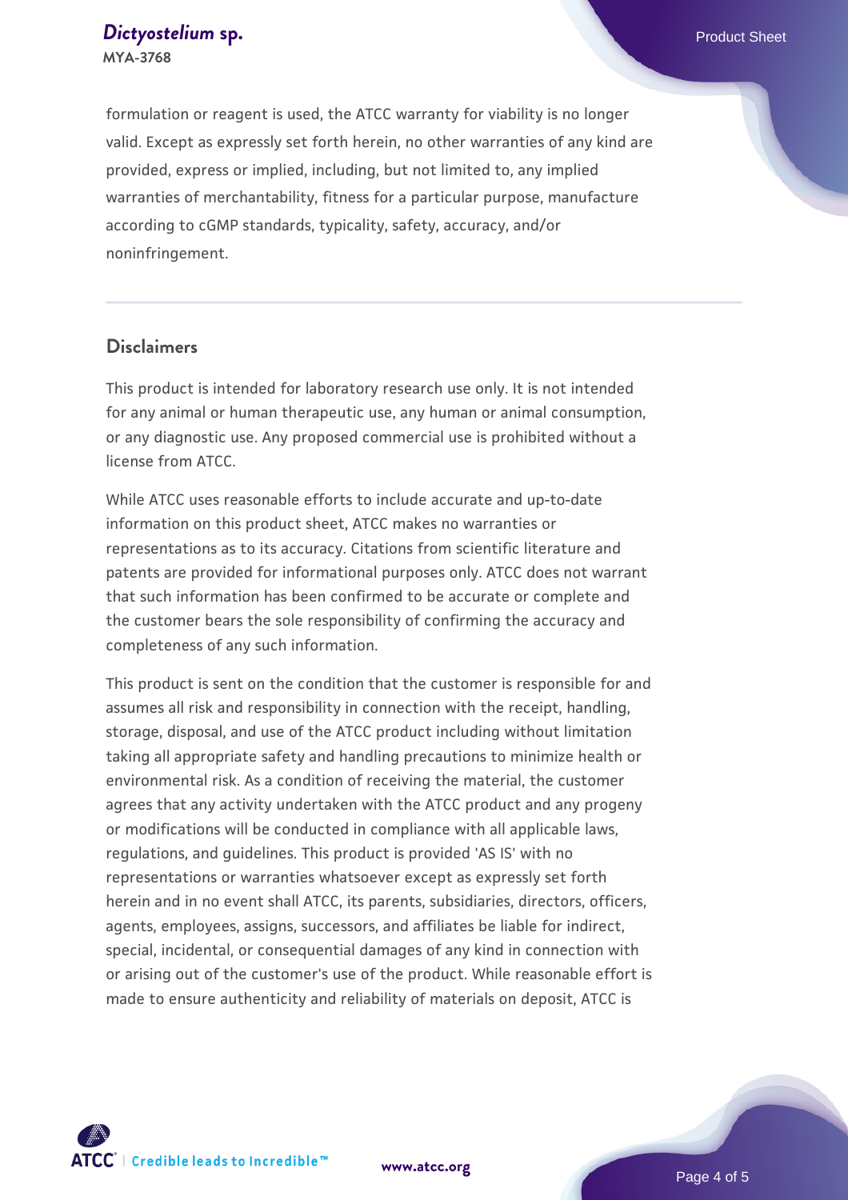formulation or reagent is used, the ATCC warranty for viability is no longer valid. Except as expressly set forth herein, no other warranties of any kind are provided, express or implied, including, but not limited to, any implied warranties of merchantability, fitness for a particular purpose, manufacture according to cGMP standards, typicality, safety, accuracy, and/or noninfringement.

## Disclaimers

This product is intended for laboratory research use only. It is not intended for any animal or human therapeutic use, any human or animal consumption, or any diagnostic use. Any proposed commercial use is prohibited without a license from ATCC.

While ATCC uses reasonable efforts to include accurate and up-to-date information on this product sheet, ATCC makes no warranties or representations as to its accuracy. Citations from scientific literature and patents are provided for informational purposes only. ATCC does not warrant that such information has been confirmed to be accurate or complete and the customer bears the sole responsibility of confirming the accuracy and completeness of any such information.

This product is sent on the condition that the customer is responsible for and assumes all risk and responsibility in connection with the receipt, handling, storage, disposal, and use of the ATCC product including without limitation taking all appropriate safety and handling precautions to minimize health or environmental risk. As a condition of receiving the material, the customer agrees that any activity undertaken with the ATCC product and any progeny or modifications will be conducted in compliance with all applicable laws, regulations, and guidelines. This product is provided 'AS IS' with no representations or warranties whatsoever except as expressly set forth herein and in no event shall ATCC, its parents, subsidiaries, directors, officers, agents, employees, assigns, successors, and affiliates be liable for indirect, special, incidental, or consequential damages of any kind in connection with or arising out of the customer's use of the product. While reasonable effort is made to ensure authenticity and reliability of materials on deposit, ATCC is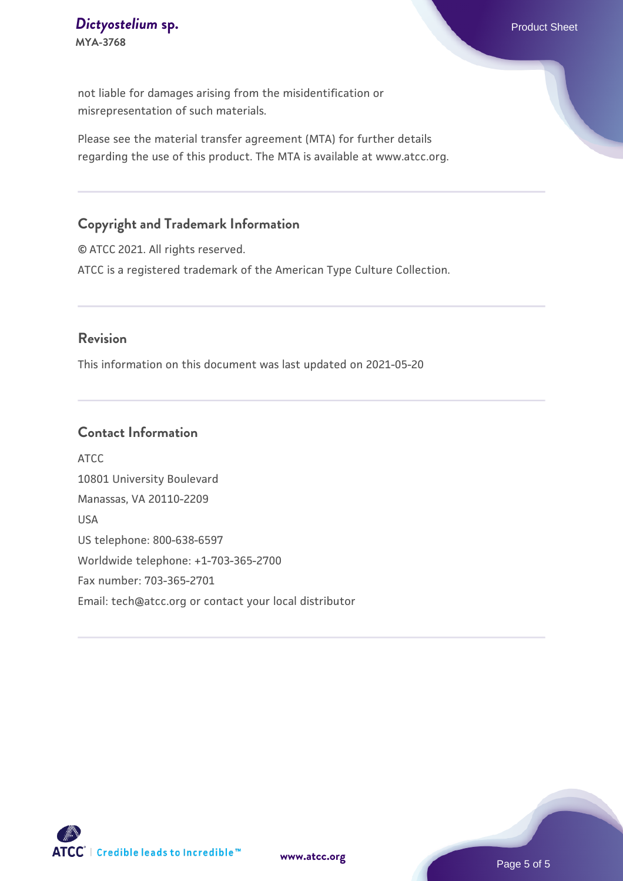not liable for damages arising from the misidentification or misrepresentation of such materials.

Please see the material transfer agreement (MTA) for further details regarding the use of this product. The MTA is available at www.atcc.org.

## Copyright and Trademark Information

© ATCC 2021. All rights reserved.

ATCC is a registered trademark of the American Type Culture Collection.

## Revision

This information on this document was last updated on 2021-05-20

## Contact Information

ATCC
10801 University Boulevard
Manassas, VA 20110-2209
USA
US telephone: 800-638-6597
Worldwide telephone: +1-703-365-2700
Fax number: 703-365-2701
Email: tech@atcc.org or contact your local distributor